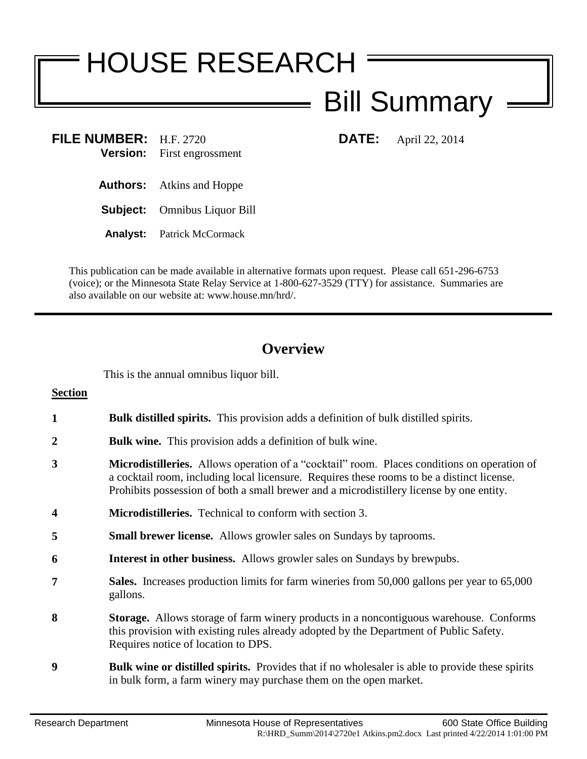# HOUSE RESEARCH

## Bill Summary

**FILE NUMBER:** H.F. 2720 **DATE:** April 22, 2014
**Version:** First engrossment

**Authors:** Atkins and Hoppe

**Subject:** Omnibus Liquor Bill

**Analyst:** Patrick McCormack

This publication can be made available in alternative formats upon request. Please call 651-296-6753 (voice); or the Minnesota State Relay Service at 1-800-627-3529 (TTY) for assistance. Summaries are also available on our website at: www.house.mn/hrd/.

---

## Overview

This is the annual omnibus liquor bill.

**Section**

| | |
|---|---|
| **1** | **Bulk distilled spirits.** This provision adds a definition of bulk distilled spirits. |
| **2** | **Bulk wine.** This provision adds a definition of bulk wine. |
| **3** | **Microdistilleries.** Allows operation of a "cocktail" room. Places conditions on operation of a cocktail room, including local licensure. Requires these rooms to be a distinct license. Prohibits possession of both a small brewer and a microdistillery license by one entity. |
| **4** | **Microdistilleries.** Technical to conform with section 3. |
| **5** | **Small brewer license.** Allows growler sales on Sundays by taprooms. |
| **6** | **Interest in other business.** Allows growler sales on Sundays by brewpubs. |
| **7** | **Sales.** Increases production limits for farm wineries from 50,000 gallons per year to 65,000 gallons. |
| **8** | **Storage.** Allows storage of farm winery products in a noncontiguous warehouse. Conforms this provision with existing rules already adopted by the Department of Public Safety. Requires notice of location to DPS. |
| **9** | **Bulk wine or distilled spirits.** Provides that if no wholesaler is able to provide these spirits in bulk form, a farm winery may purchase them on the open market. |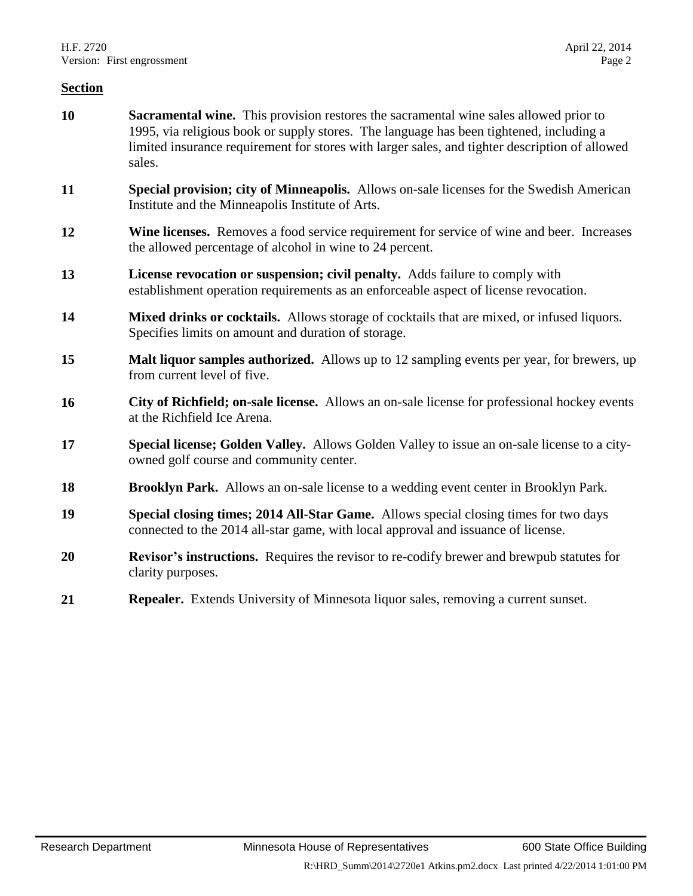**Section**

| | |
|---|---|
| **10** | **Sacramental wine.** This provision restores the sacramental wine sales allowed prior to 1995, via religious book or supply stores. The language has been tightened, including a limited insurance requirement for stores with larger sales, and tighter description of allowed sales. |
| **11** | **Special provision; city of Minneapolis.** Allows on-sale licenses for the Swedish American Institute and the Minneapolis Institute of Arts. |
| **12** | **Wine licenses.** Removes a food service requirement for service of wine and beer. Increases the allowed percentage of alcohol in wine to 24 percent. |
| **13** | **License revocation or suspension; civil penalty.** Adds failure to comply with establishment operation requirements as an enforceable aspect of license revocation. |
| **14** | **Mixed drinks or cocktails.** Allows storage of cocktails that are mixed, or infused liquors. Specifies limits on amount and duration of storage. |
| **15** | **Malt liquor samples authorized.** Allows up to 12 sampling events per year, for brewers, up from current level of five. |
| **16** | **City of Richfield; on-sale license.** Allows an on-sale license for professional hockey events at the Richfield Ice Arena. |
| **17** | **Special license; Golden Valley.** Allows Golden Valley to issue an on-sale license to a city-owned golf course and community center. |
| **18** | **Brooklyn Park.** Allows an on-sale license to a wedding event center in Brooklyn Park. |
| **19** | **Special closing times; 2014 All-Star Game.** Allows special closing times for two days connected to the 2014 all-star game, with local approval and issuance of license. |
| **20** | **Revisor's instructions.** Requires the revisor to re-codify brewer and brewpub statutes for clarity purposes. |
| **21** | **Repealer.** Extends University of Minnesota liquor sales, removing a current sunset. |